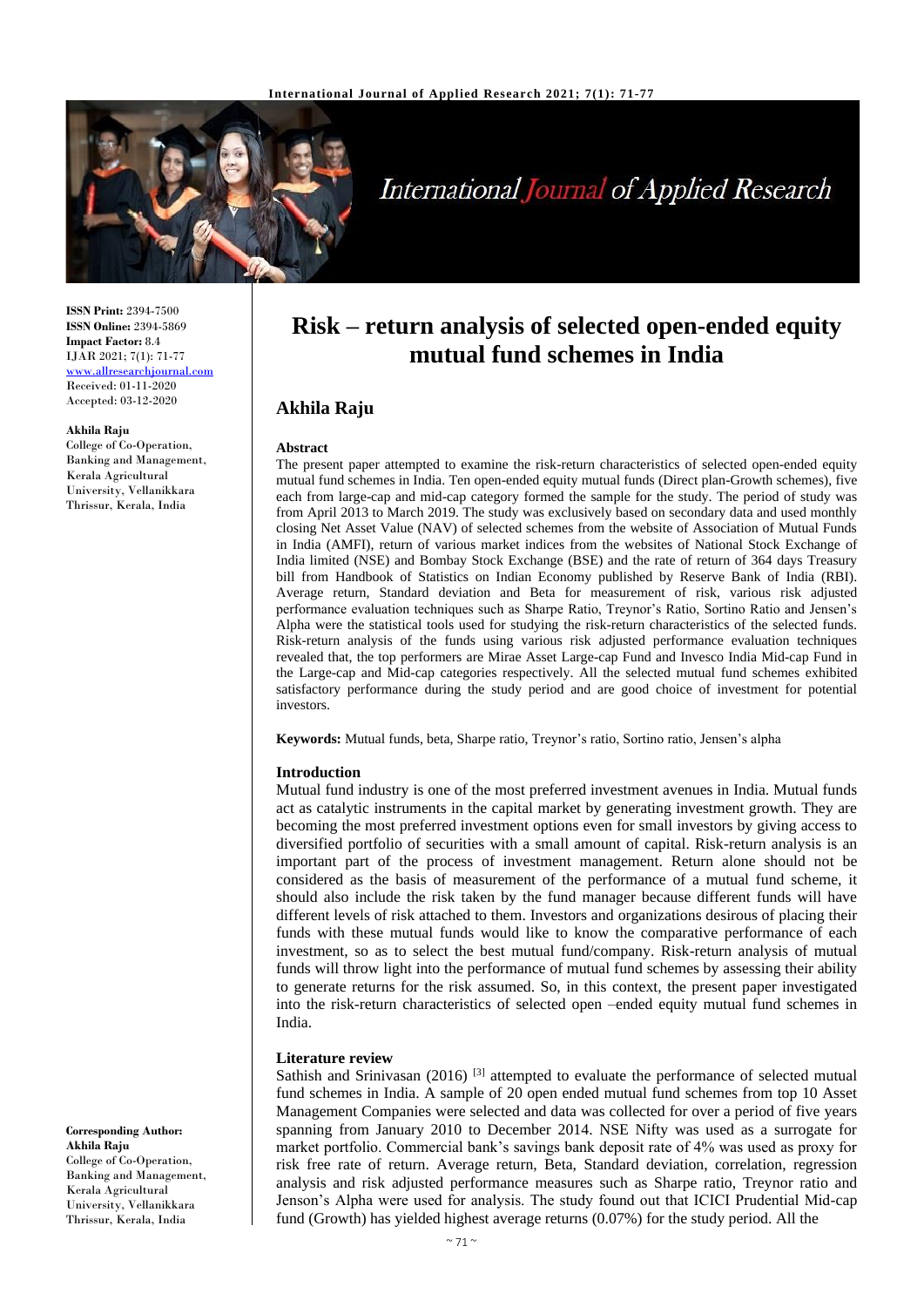# Risk – return analysis of selected open-ended equity mutual fund schemes in India

## Akhila Raju

**ISSN Print:** 2394-7500
**ISSN Online:** 2394-5869
**Impact Factor:** 8.4
IJAR 2021; 7(1): 71-77
www.allresearchjournal.com
Received: 01-11-2020
Accepted: 03-12-2020

**Akhila Raju**
College of Co-Operation, Banking and Management, Kerala Agricultural University, Vellanikkara Thrissur, Kerala, India

**Corresponding Author:**
**Akhila Raju**
College of Co-Operation, Banking and Management, Kerala Agricultural University, Vellanikkara Thrissur, Kerala, India

### Abstract

The present paper attempted to examine the risk-return characteristics of selected open-ended equity mutual fund schemes in India. Ten open-ended equity mutual funds (Direct plan-Growth schemes), five each from large-cap and mid-cap category formed the sample for the study. The period of study was from April 2013 to March 2019. The study was exclusively based on secondary data and used monthly closing Net Asset Value (NAV) of selected schemes from the website of Association of Mutual Funds in India (AMFI), return of various market indices from the websites of National Stock Exchange of India limited (NSE) and Bombay Stock Exchange (BSE) and the rate of return of 364 days Treasury bill from Handbook of Statistics on Indian Economy published by Reserve Bank of India (RBI). Average return, Standard deviation and Beta for measurement of risk, various risk adjusted performance evaluation techniques such as Sharpe Ratio, Treynor's Ratio, Sortino Ratio and Jensen's Alpha were the statistical tools used for studying the risk-return characteristics of the selected funds. Risk-return analysis of the funds using various risk adjusted performance evaluation techniques revealed that, the top performers are Mirae Asset Large-cap Fund and Invesco India Mid-cap Fund in the Large-cap and Mid-cap categories respectively. All the selected mutual fund schemes exhibited satisfactory performance during the study period and are good choice of investment for potential investors.

**Keywords:** Mutual funds, beta, Sharpe ratio, Treynor's ratio, Sortino ratio, Jensen's alpha

### Introduction

Mutual fund industry is one of the most preferred investment avenues in India. Mutual funds act as catalytic instruments in the capital market by generating investment growth. They are becoming the most preferred investment options even for small investors by giving access to diversified portfolio of securities with a small amount of capital. Risk-return analysis is an important part of the process of investment management. Return alone should not be considered as the basis of measurement of the performance of a mutual fund scheme, it should also include the risk taken by the fund manager because different funds will have different levels of risk attached to them. Investors and organizations desirous of placing their funds with these mutual funds would like to know the comparative performance of each investment, so as to select the best mutual fund/company. Risk-return analysis of mutual funds will throw light into the performance of mutual fund schemes by assessing their ability to generate returns for the risk assumed. So, in this context, the present paper investigated into the risk-return characteristics of selected open –ended equity mutual fund schemes in India.

### Literature review

Sathish and Srinivasan (2016) [3] attempted to evaluate the performance of selected mutual fund schemes in India. A sample of 20 open ended mutual fund schemes from top 10 Asset Management Companies were selected and data was collected for over a period of five years spanning from January 2010 to December 2014. NSE Nifty was used as a surrogate for market portfolio. Commercial bank's savings bank deposit rate of 4% was used as proxy for risk free rate of return. Average return, Beta, Standard deviation, correlation, regression analysis and risk adjusted performance measures such as Sharpe ratio, Treynor ratio and Jenson's Alpha were used for analysis. The study found out that ICICI Prudential Mid-cap fund (Growth) has yielded highest average returns (0.07%) for the study period. All the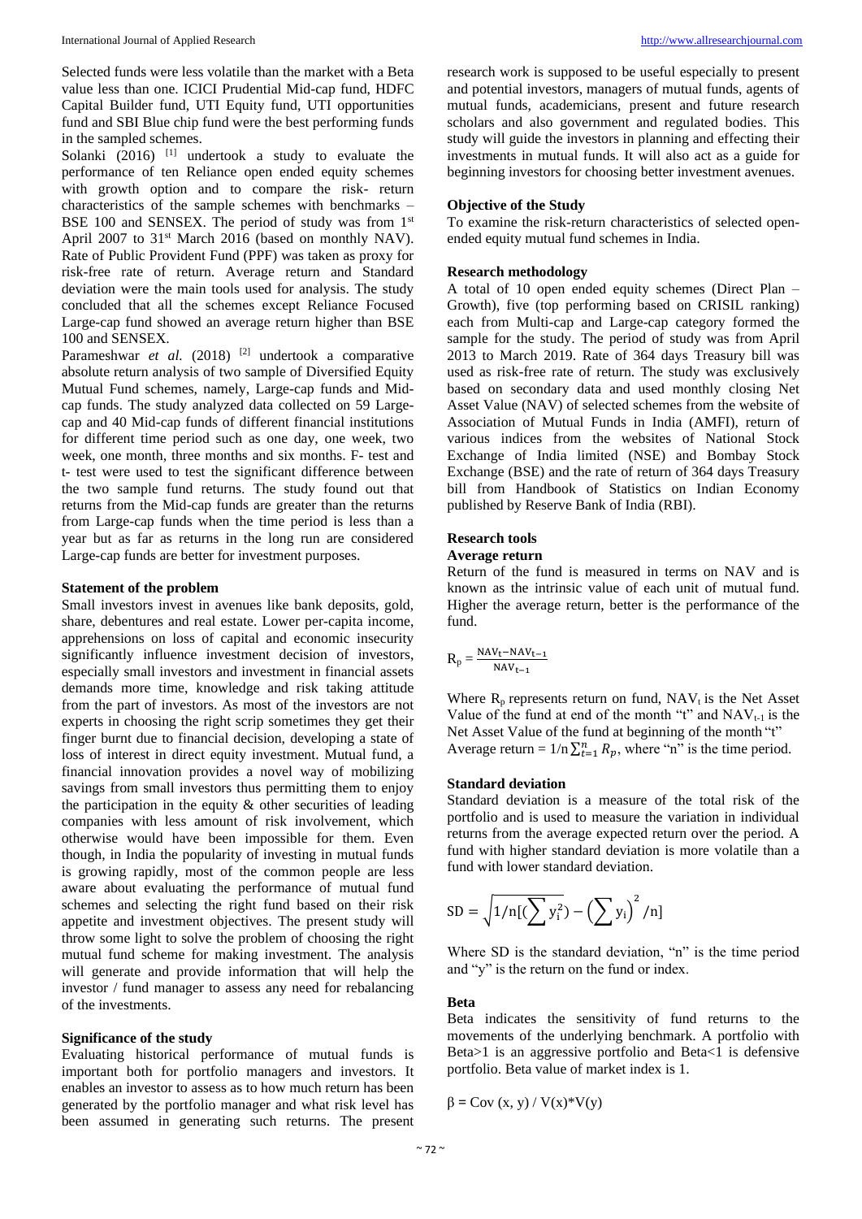Selected funds were less volatile than the market with a Beta value less than one. ICICI Prudential Mid-cap fund, HDFC Capital Builder fund, UTI Equity fund, UTI opportunities fund and SBI Blue chip fund were the best performing funds in the sampled schemes.

Solanki (2016) [1] undertook a study to evaluate the performance of ten Reliance open ended equity schemes with growth option and to compare the risk- return characteristics of the sample schemes with benchmarks – BSE 100 and SENSEX. The period of study was from 1st April 2007 to 31st March 2016 (based on monthly NAV). Rate of Public Provident Fund (PPF) was taken as proxy for risk-free rate of return. Average return and Standard deviation were the main tools used for analysis. The study concluded that all the schemes except Reliance Focused Large-cap fund showed an average return higher than BSE 100 and SENSEX.

Parameshwar *et al.* (2018) [2] undertook a comparative absolute return analysis of two sample of Diversified Equity Mutual Fund schemes, namely, Large-cap funds and Mid-cap funds. The study analyzed data collected on 59 Large-cap and 40 Mid-cap funds of different financial institutions for different time period such as one day, one week, two week, one month, three months and six months. F- test and t- test were used to test the significant difference between the two sample fund returns. The study found out that returns from the Mid-cap funds are greater than the returns from Large-cap funds when the time period is less than a year but as far as returns in the long run are considered Large-cap funds are better for investment purposes.

**Statement of the problem**

Small investors invest in avenues like bank deposits, gold, share, debentures and real estate. Lower per-capita income, apprehensions on loss of capital and economic insecurity significantly influence investment decision of investors, especially small investors and investment in financial assets demands more time, knowledge and risk taking attitude from the part of investors. As most of the investors are not experts in choosing the right scrip sometimes they get their finger burnt due to financial decision, developing a state of loss of interest in direct equity investment. Mutual fund, a financial innovation provides a novel way of mobilizing savings from small investors thus permitting them to enjoy the participation in the equity & other securities of leading companies with less amount of risk involvement, which otherwise would have been impossible for them. Even though, in India the popularity of investing in mutual funds is growing rapidly, most of the common people are less aware about evaluating the performance of mutual fund schemes and selecting the right fund based on their risk appetite and investment objectives. The present study will throw some light to solve the problem of choosing the right mutual fund scheme for making investment. The analysis will generate and provide information that will help the investor / fund manager to assess any need for rebalancing of the investments.

**Significance of the study**

Evaluating historical performance of mutual funds is important both for portfolio managers and investors. It enables an investor to assess as to how much return has been generated by the portfolio manager and what risk level has been assumed in generating such returns. The present research work is supposed to be useful especially to present and potential investors, managers of mutual funds, agents of mutual funds, academicians, present and future research scholars and also government and regulated bodies. This study will guide the investors in planning and effecting their investments in mutual funds. It will also act as a guide for beginning investors for choosing better investment avenues.

**Objective of the Study**

To examine the risk-return characteristics of selected open-ended equity mutual fund schemes in India.

**Research methodology**

A total of 10 open ended equity schemes (Direct Plan – Growth), five (top performing based on CRISIL ranking) each from Multi-cap and Large-cap category formed the sample for the study. The period of study was from April 2013 to March 2019. Rate of 364 days Treasury bill was used as risk-free rate of return. The study was exclusively based on secondary data and used monthly closing Net Asset Value (NAV) of selected schemes from the website of Association of Mutual Funds in India (AMFI), return of various indices from the websites of National Stock Exchange of India limited (NSE) and Bombay Stock Exchange (BSE) and the rate of return of 364 days Treasury bill from Handbook of Statistics on Indian Economy published by Reserve Bank of India (RBI).

**Research tools**

**Average return**

Return of the fund is measured in terms on NAV and is known as the intrinsic value of each unit of mutual fund. Higher the average return, better is the performance of the fund.

$$R_p = \frac{NAV_t - NAV_{t-1}}{NAV_{t-1}}$$

Where $R_p$ represents return on fund, $NAV_t$ is the Net Asset Value of the fund at end of the month "t" and $NAV_{t-1}$ is the Net Asset Value of the fund at beginning of the month "t"
Average return = $1/n \sum_{t=1}^{n} R_p$, where "n" is the time period.

**Standard deviation**

Standard deviation is a measure of the total risk of the portfolio and is used to measure the variation in individual returns from the average expected return over the period. A fund with higher standard deviation is more volatile than a fund with lower standard deviation.

$$SD = \sqrt{1/n[(\sum y_i^2) - \left(\sum y_i\right)^2 / n]}$$

Where SD is the standard deviation, "n" is the time period and "y" is the return on the fund or index.

**Beta**

Beta indicates the sensitivity of fund returns to the movements of the underlying benchmark. A portfolio with Beta>1 is an aggressive portfolio and Beta<1 is defensive portfolio. Beta value of market index is 1.

$$\beta = Cov(x, y) / V(x)*V(y)$$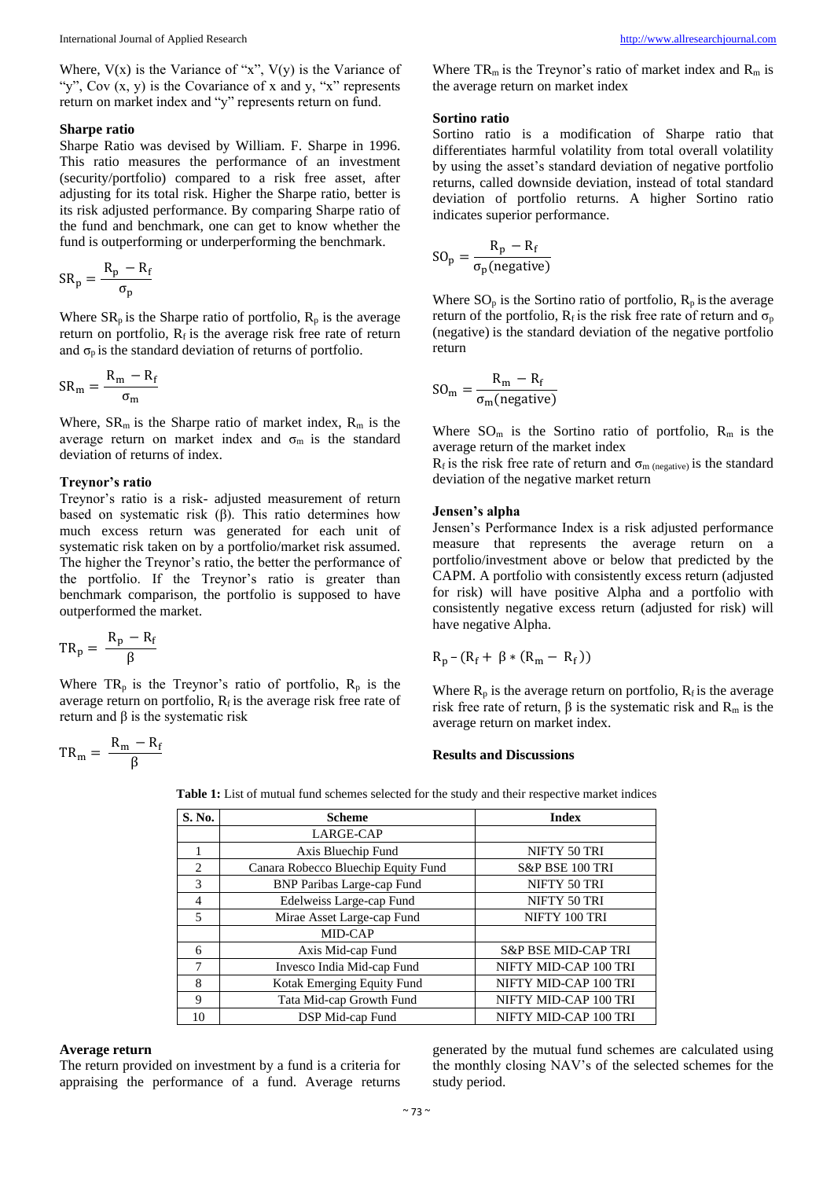Where, V(x) is the Variance of "x", V(y) is the Variance of "y", Cov (x, y) is the Covariance of x and y, "x" represents return on market index and "y" represents return on fund.

### Sharpe ratio

Sharpe Ratio was devised by William. F. Sharpe in 1996. This ratio measures the performance of an investment (security/portfolio) compared to a risk free asset, after adjusting for its total risk. Higher the Sharpe ratio, better is its risk adjusted performance. By comparing Sharpe ratio of the fund and benchmark, one can get to know whether the fund is outperforming or underperforming the benchmark.

$$SR_p = \frac{R_p - R_f}{\sigma_p}$$

Where $SR_p$ is the Sharpe ratio of portfolio, $R_p$ is the average return on portfolio, $R_f$ is the average risk free rate of return and $\sigma_p$ is the standard deviation of returns of portfolio.

$$SR_m = \frac{R_m - R_f}{\sigma_m}$$

Where, $SR_m$ is the Sharpe ratio of market index, $R_m$ is the average return on market index and $\sigma_m$ is the standard deviation of returns of index.

### Treynor's ratio

Treynor's ratio is a risk- adjusted measurement of return based on systematic risk (β). This ratio determines how much excess return was generated for each unit of systematic risk taken on by a portfolio/market risk assumed. The higher the Treynor's ratio, the better the performance of the portfolio. If the Treynor's ratio is greater than benchmark comparison, the portfolio is supposed to have outperformed the market.

$$TR_p = \frac{R_p - R_f}{\beta}$$

Where $TR_p$ is the Treynor's ratio of portfolio, $R_p$ is the average return on portfolio, $R_f$ is the average risk free rate of return and β is the systematic risk

$$TR_m = \frac{R_m - R_f}{\beta}$$

Where $TR_m$ is the Treynor's ratio of market index and $R_m$ is the average return on market index

### Sortino ratio

Sortino ratio is a modification of Sharpe ratio that differentiates harmful volatility from total overall volatility by using the asset's standard deviation of negative portfolio returns, called downside deviation, instead of total standard deviation of portfolio returns. A higher Sortino ratio indicates superior performance.

$$SO_p = \frac{R_p - R_f}{\sigma_p(\text{negative})}$$

Where $SO_p$ is the Sortino ratio of portfolio, $R_p$ is the average return of the portfolio, $R_f$ is the risk free rate of return and $\sigma_p$ (negative) is the standard deviation of the negative portfolio return

$$SO_m = \frac{R_m - R_f}{\sigma_m(\text{negative})}$$

Where $SO_m$ is the Sortino ratio of portfolio, $R_m$ is the average return of the market index

$R_f$ is the risk free rate of return and $\sigma_{m\,(negative)}$ is the standard deviation of the negative market return

### Jensen's alpha

Jensen's Performance Index is a risk adjusted performance measure that represents the average return on a portfolio/investment above or below that predicted by the CAPM. A portfolio with consistently excess return (adjusted for risk) will have positive Alpha and a portfolio with consistently negative excess return (adjusted for risk) will have negative Alpha.

$$R_p - (R_f + \beta * (R_m - R_f))$$

Where $R_p$ is the average return on portfolio, $R_f$ is the average risk free rate of return, β is the systematic risk and $R_m$ is the average return on market index.

## Results and Discussions

**Table 1:** List of mutual fund schemes selected for the study and their respective market indices

| S. No. | Scheme | Index |
|---|---|---|
| | LARGE-CAP | |
| 1 | Axis Bluechip Fund | NIFTY 50 TRI |
| 2 | Canara Robecco Bluechip Equity Fund | S&P BSE 100 TRI |
| 3 | BNP Paribas Large-cap Fund | NIFTY 50 TRI |
| 4 | Edelweiss Large-cap Fund | NIFTY 50 TRI |
| 5 | Mirae Asset Large-cap Fund | NIFTY 100 TRI |
| | MID-CAP | |
| 6 | Axis Mid-cap Fund | S&P BSE MID-CAP TRI |
| 7 | Invesco India Mid-cap Fund | NIFTY MID-CAP 100 TRI |
| 8 | Kotak Emerging Equity Fund | NIFTY MID-CAP 100 TRI |
| 9 | Tata Mid-cap Growth Fund | NIFTY MID-CAP 100 TRI |
| 10 | DSP Mid-cap Fund | NIFTY MID-CAP 100 TRI |

### Average return

The return provided on investment by a fund is a criteria for appraising the performance of a fund. Average returns generated by the mutual fund schemes are calculated using the monthly closing NAV's of the selected schemes for the study period.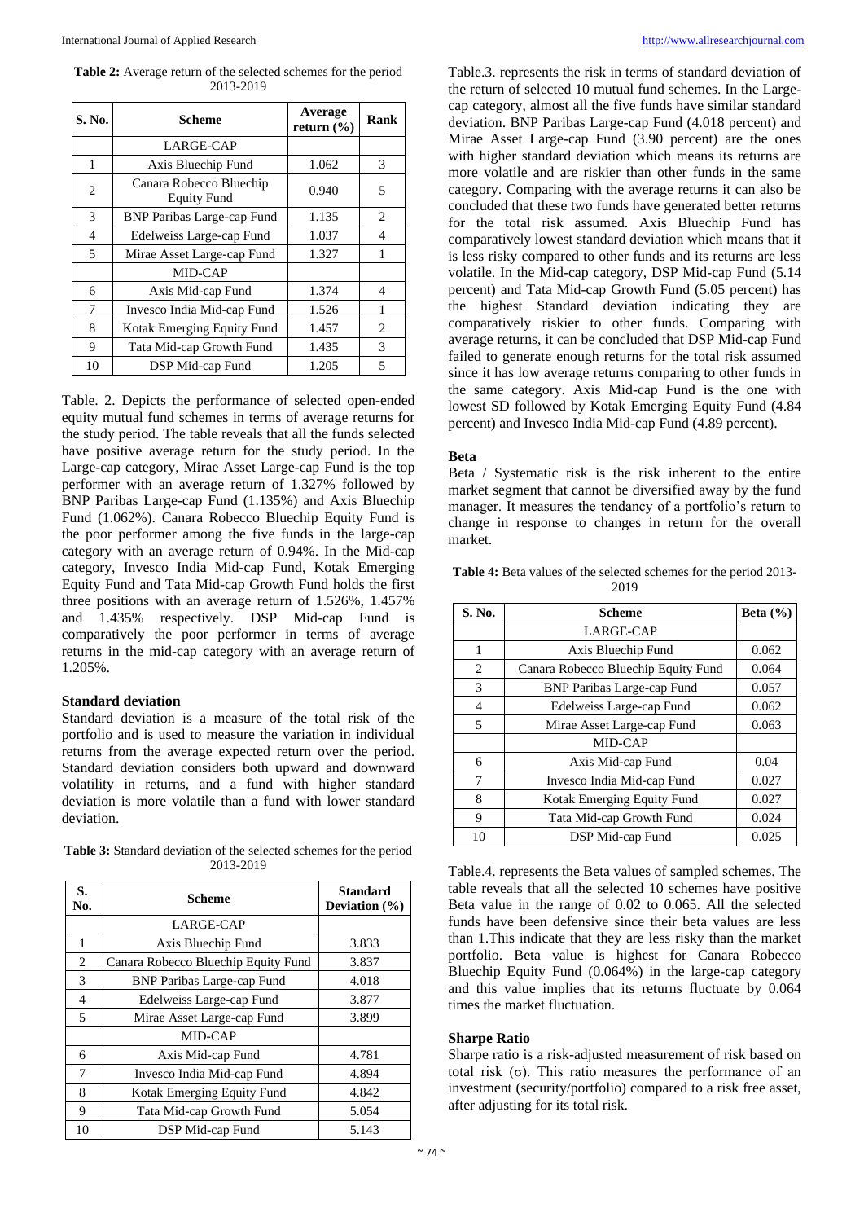**Table 2:** Average return of the selected schemes for the period 2013-2019

| S. No. | Scheme | Average return (%) | Rank |
|---|---|---|---|
| | LARGE-CAP | | |
| 1 | Axis Bluechip Fund | 1.062 | 3 |
| 2 | Canara Robecco Bluechip Equity Fund | 0.940 | 5 |
| 3 | BNP Paribas Large-cap Fund | 1.135 | 2 |
| 4 | Edelweiss Large-cap Fund | 1.037 | 4 |
| 5 | Mirae Asset Large-cap Fund | 1.327 | 1 |
| | MID-CAP | | |
| 6 | Axis Mid-cap Fund | 1.374 | 4 |
| 7 | Invesco India Mid-cap Fund | 1.526 | 1 |
| 8 | Kotak Emerging Equity Fund | 1.457 | 2 |
| 9 | Tata Mid-cap Growth Fund | 1.435 | 3 |
| 10 | DSP Mid-cap Fund | 1.205 | 5 |

Table. 2. Depicts the performance of selected open-ended equity mutual fund schemes in terms of average returns for the study period. The table reveals that all the funds selected have positive average return for the study period. In the Large-cap category, Mirae Asset Large-cap Fund is the top performer with an average return of 1.327% followed by BNP Paribas Large-cap Fund (1.135%) and Axis Bluechip Fund (1.062%). Canara Robecco Bluechip Equity Fund is the poor performer among the five funds in the large-cap category with an average return of 0.94%. In the Mid-cap category, Invesco India Mid-cap Fund, Kotak Emerging Equity Fund and Tata Mid-cap Growth Fund holds the first three positions with an average return of 1.526%, 1.457% and 1.435% respectively. DSP Mid-cap Fund is comparatively the poor performer in terms of average returns in the mid-cap category with an average return of 1.205%.

### Standard deviation

Standard deviation is a measure of the total risk of the portfolio and is used to measure the variation in individual returns from the average expected return over the period. Standard deviation considers both upward and downward volatility in returns, and a fund with higher standard deviation is more volatile than a fund with lower standard deviation.

**Table 3:** Standard deviation of the selected schemes for the period 2013-2019

| S. No. | Scheme | Standard Deviation (%) |
|---|---|---|
| | LARGE-CAP | |
| 1 | Axis Bluechip Fund | 3.833 |
| 2 | Canara Robecco Bluechip Equity Fund | 3.837 |
| 3 | BNP Paribas Large-cap Fund | 4.018 |
| 4 | Edelweiss Large-cap Fund | 3.877 |
| 5 | Mirae Asset Large-cap Fund | 3.899 |
| | MID-CAP | |
| 6 | Axis Mid-cap Fund | 4.781 |
| 7 | Invesco India Mid-cap Fund | 4.894 |
| 8 | Kotak Emerging Equity Fund | 4.842 |
| 9 | Tata Mid-cap Growth Fund | 5.054 |
| 10 | DSP Mid-cap Fund | 5.143 |

Table.3. represents the risk in terms of standard deviation of the return of selected 10 mutual fund schemes. In the Large-cap category, almost all the five funds have similar standard deviation. BNP Paribas Large-cap Fund (4.018 percent) and Mirae Asset Large-cap Fund (3.90 percent) are the ones with higher standard deviation which means its returns are more volatile and are riskier than other funds in the same category. Comparing with the average returns it can also be concluded that these two funds have generated better returns for the total risk assumed. Axis Bluechip Fund has comparatively lowest standard deviation which means that it is less risky compared to other funds and its returns are less volatile. In the Mid-cap category, DSP Mid-cap Fund (5.14 percent) and Tata Mid-cap Growth Fund (5.05 percent) has the highest Standard deviation indicating they are comparatively riskier to other funds. Comparing with average returns, it can be concluded that DSP Mid-cap Fund failed to generate enough returns for the total risk assumed since it has low average returns comparing to other funds in the same category. Axis Mid-cap Fund is the one with lowest SD followed by Kotak Emerging Equity Fund (4.84 percent) and Invesco India Mid-cap Fund (4.89 percent).

### Beta

Beta / Systematic risk is the risk inherent to the entire market segment that cannot be diversified away by the fund manager. It measures the tendancy of a portfolio's return to change in response to changes in return for the overall market.

**Table 4:** Beta values of the selected schemes for the period 2013-2019

| S. No. | Scheme | Beta (%) |
|---|---|---|
| | LARGE-CAP | |
| 1 | Axis Bluechip Fund | 0.062 |
| 2 | Canara Robecco Bluechip Equity Fund | 0.064 |
| 3 | BNP Paribas Large-cap Fund | 0.057 |
| 4 | Edelweiss Large-cap Fund | 0.062 |
| 5 | Mirae Asset Large-cap Fund | 0.063 |
| | MID-CAP | |
| 6 | Axis Mid-cap Fund | 0.04 |
| 7 | Invesco India Mid-cap Fund | 0.027 |
| 8 | Kotak Emerging Equity Fund | 0.027 |
| 9 | Tata Mid-cap Growth Fund | 0.024 |
| 10 | DSP Mid-cap Fund | 0.025 |

Table.4. represents the Beta values of sampled schemes. The table reveals that all the selected 10 schemes have positive Beta value in the range of 0.02 to 0.065. All the selected funds have been defensive since their beta values are less than 1.This indicate that they are less risky than the market portfolio. Beta value is highest for Canara Robecco Bluechip Equity Fund (0.064%) in the large-cap category and this value implies that its returns fluctuate by 0.064 times the market fluctuation.

### Sharpe Ratio

Sharpe ratio is a risk-adjusted measurement of risk based on total risk ($\sigma$). This ratio measures the performance of an investment (security/portfolio) compared to a risk free asset, after adjusting for its total risk.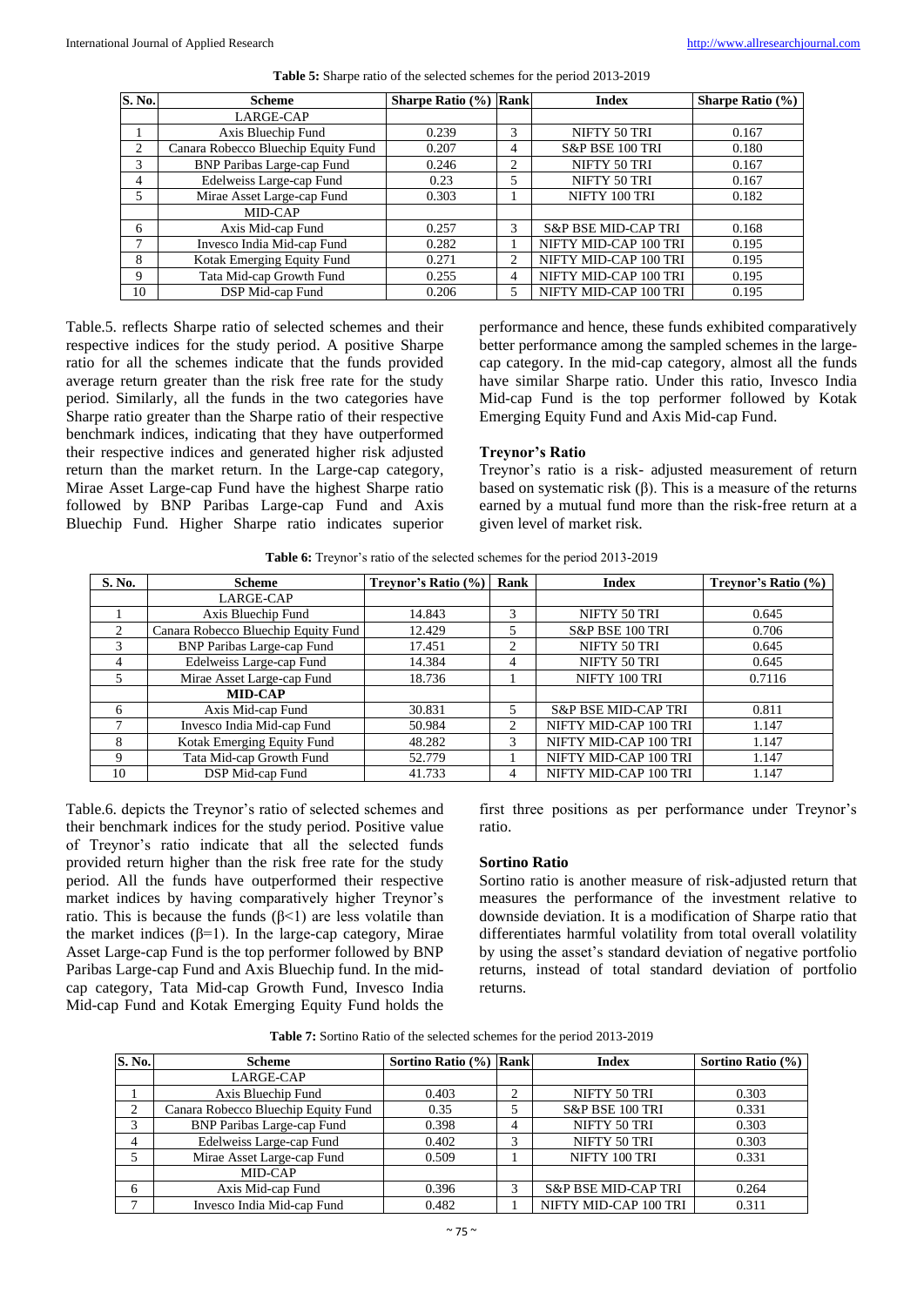**Table 5:** Sharpe ratio of the selected schemes for the period 2013-2019

| S. No. | Scheme | Sharpe Ratio (%) | Rank | Index | Sharpe Ratio (%) |
|---|---|---|---|---|---|
| | LARGE-CAP | | | | |
| 1 | Axis Bluechip Fund | 0.239 | 3 | NIFTY 50 TRI | 0.167 |
| 2 | Canara Robecco Bluechip Equity Fund | 0.207 | 4 | S&P BSE 100 TRI | 0.180 |
| 3 | BNP Paribas Large-cap Fund | 0.246 | 2 | NIFTY 50 TRI | 0.167 |
| 4 | Edelweiss Large-cap Fund | 0.23 | 5 | NIFTY 50 TRI | 0.167 |
| 5 | Mirae Asset Large-cap Fund | 0.303 | 1 | NIFTY 100 TRI | 0.182 |
| | MID-CAP | | | | |
| 6 | Axis Mid-cap Fund | 0.257 | 3 | S&P BSE MID-CAP TRI | 0.168 |
| 7 | Invesco India Mid-cap Fund | 0.282 | 1 | NIFTY MID-CAP 100 TRI | 0.195 |
| 8 | Kotak Emerging Equity Fund | 0.271 | 2 | NIFTY MID-CAP 100 TRI | 0.195 |
| 9 | Tata Mid-cap Growth Fund | 0.255 | 4 | NIFTY MID-CAP 100 TRI | 0.195 |
| 10 | DSP Mid-cap Fund | 0.206 | 5 | NIFTY MID-CAP 100 TRI | 0.195 |

Table.5. reflects Sharpe ratio of selected schemes and their respective indices for the study period. A positive Sharpe ratio for all the schemes indicate that the funds provided average return greater than the risk free rate for the study period. Similarly, all the funds in the two categories have Sharpe ratio greater than the Sharpe ratio of their respective benchmark indices, indicating that they have outperformed their respective indices and generated higher risk adjusted return than the market return. In the Large-cap category, Mirae Asset Large-cap Fund have the highest Sharpe ratio followed by BNP Paribas Large-cap Fund and Axis Bluechip Fund. Higher Sharpe ratio indicates superior performance and hence, these funds exhibited comparatively better performance among the sampled schemes in the large-cap category. In the mid-cap category, almost all the funds have similar Sharpe ratio. Under this ratio, Invesco India Mid-cap Fund is the top performer followed by Kotak Emerging Equity Fund and Axis Mid-cap Fund.

### Treynor's Ratio

Treynor's ratio is a risk- adjusted measurement of return based on systematic risk (β). This is a measure of the returns earned by a mutual fund more than the risk-free return at a given level of market risk.

**Table 6:** Treynor's ratio of the selected schemes for the period 2013-2019

| S. No. | Scheme | Treynor's Ratio (%) | Rank | Index | Treynor's Ratio (%) |
|---|---|---|---|---|---|
| | LARGE-CAP | | | | |
| 1 | Axis Bluechip Fund | 14.843 | 3 | NIFTY 50 TRI | 0.645 |
| 2 | Canara Robecco Bluechip Equity Fund | 12.429 | 5 | S&P BSE 100 TRI | 0.706 |
| 3 | BNP Paribas Large-cap Fund | 17.451 | 2 | NIFTY 50 TRI | 0.645 |
| 4 | Edelweiss Large-cap Fund | 14.384 | 4 | NIFTY 50 TRI | 0.645 |
| 5 | Mirae Asset Large-cap Fund | 18.736 | 1 | NIFTY 100 TRI | 0.7116 |
| | **MID-CAP** | | | | |
| 6 | Axis Mid-cap Fund | 30.831 | 5 | S&P BSE MID-CAP TRI | 0.811 |
| 7 | Invesco India Mid-cap Fund | 50.984 | 2 | NIFTY MID-CAP 100 TRI | 1.147 |
| 8 | Kotak Emerging Equity Fund | 48.282 | 3 | NIFTY MID-CAP 100 TRI | 1.147 |
| 9 | Tata Mid-cap Growth Fund | 52.779 | 1 | NIFTY MID-CAP 100 TRI | 1.147 |
| 10 | DSP Mid-cap Fund | 41.733 | 4 | NIFTY MID-CAP 100 TRI | 1.147 |

Table.6. depicts the Treynor's ratio of selected schemes and their benchmark indices for the study period. Positive value of Treynor's ratio indicate that all the selected funds provided return higher than the risk free rate for the study period. All the funds have outperformed their respective market indices by having comparatively higher Treynor's ratio. This is because the funds ($\beta<1$) are less volatile than the market indices ($\beta=1$). In the large-cap category, Mirae Asset Large-cap Fund is the top performer followed by BNP Paribas Large-cap Fund and Axis Bluechip fund. In the mid-cap category, Tata Mid-cap Growth Fund, Invesco India Mid-cap Fund and Kotak Emerging Equity Fund holds the first three positions as per performance under Treynor's ratio.

### Sortino Ratio

Sortino ratio is another measure of risk-adjusted return that measures the performance of the investment relative to downside deviation. It is a modification of Sharpe ratio that differentiates harmful volatility from total overall volatility by using the asset's standard deviation of negative portfolio returns, instead of total standard deviation of portfolio returns.

**Table 7:** Sortino Ratio of the selected schemes for the period 2013-2019

| S. No. | Scheme | Sortino Ratio (%) | Rank | Index | Sortino Ratio (%) |
|---|---|---|---|---|---|
| | LARGE-CAP | | | | |
| 1 | Axis Bluechip Fund | 0.403 | 2 | NIFTY 50 TRI | 0.303 |
| 2 | Canara Robecco Bluechip Equity Fund | 0.35 | 5 | S&P BSE 100 TRI | 0.331 |
| 3 | BNP Paribas Large-cap Fund | 0.398 | 4 | NIFTY 50 TRI | 0.303 |
| 4 | Edelweiss Large-cap Fund | 0.402 | 3 | NIFTY 50 TRI | 0.303 |
| 5 | Mirae Asset Large-cap Fund | 0.509 | 1 | NIFTY 100 TRI | 0.331 |
| | MID-CAP | | | | |
| 6 | Axis Mid-cap Fund | 0.396 | 3 | S&P BSE MID-CAP TRI | 0.264 |
| 7 | Invesco India Mid-cap Fund | 0.482 | 1 | NIFTY MID-CAP 100 TRI | 0.311 |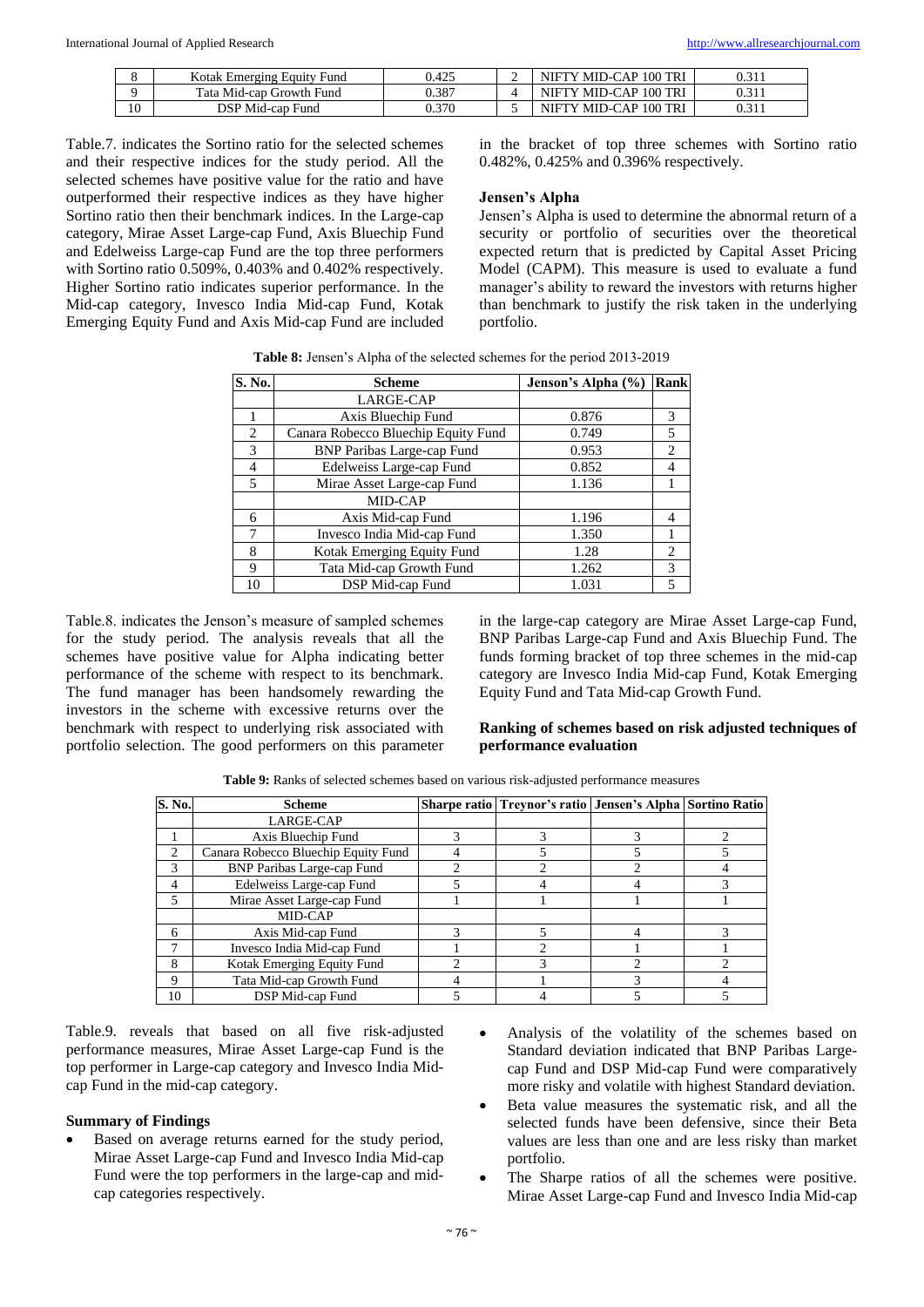| 8 | Kotak Emerging Equity Fund | 0.425 | 2 | NIFTY MID-CAP 100 TRI | 0.311 |
|---|---|---|---|---|---|
| 9 | Tata Mid-cap Growth Fund | 0.387 | 4 | NIFTY MID-CAP 100 TRI | 0.311 |
| 10 | DSP Mid-cap Fund | 0.370 | 5 | NIFTY MID-CAP 100 TRI | 0.311 |

Table.7. indicates the Sortino ratio for the selected schemes and their respective indices for the study period. All the selected schemes have positive value for the ratio and have outperformed their respective indices as they have higher Sortino ratio then their benchmark indices. In the Large-cap category, Mirae Asset Large-cap Fund, Axis Bluechip Fund and Edelweiss Large-cap Fund are the top three performers with Sortino ratio 0.509%, 0.403% and 0.402% respectively. Higher Sortino ratio indicates superior performance. In the Mid-cap category, Invesco India Mid-cap Fund, Kotak Emerging Equity Fund and Axis Mid-cap Fund are included in the bracket of top three schemes with Sortino ratio 0.482%, 0.425% and 0.396% respectively.

### Jensen's Alpha

Jensen's Alpha is used to determine the abnormal return of a security or portfolio of securities over the theoretical expected return that is predicted by Capital Asset Pricing Model (CAPM). This measure is used to evaluate a fund manager's ability to reward the investors with returns higher than benchmark to justify the risk taken in the underlying portfolio.

**Table 8:** Jensen's Alpha of the selected schemes for the period 2013-2019

| S. No. | Scheme | Jenson's Alpha (%) | Rank |
|---|---|---|---|
| | LARGE-CAP | | |
| 1 | Axis Bluechip Fund | 0.876 | 3 |
| 2 | Canara Robecco Bluechip Equity Fund | 0.749 | 5 |
| 3 | BNP Paribas Large-cap Fund | 0.953 | 2 |
| 4 | Edelweiss Large-cap Fund | 0.852 | 4 |
| 5 | Mirae Asset Large-cap Fund | 1.136 | 1 |
| | MID-CAP | | |
| 6 | Axis Mid-cap Fund | 1.196 | 4 |
| 7 | Invesco India Mid-cap Fund | 1.350 | 1 |
| 8 | Kotak Emerging Equity Fund | 1.28 | 2 |
| 9 | Tata Mid-cap Growth Fund | 1.262 | 3 |
| 10 | DSP Mid-cap Fund | 1.031 | 5 |

Table.8. indicates the Jenson's measure of sampled schemes for the study period. The analysis reveals that all the schemes have positive value for Alpha indicating better performance of the scheme with respect to its benchmark. The fund manager has been handsomely rewarding the investors in the scheme with excessive returns over the benchmark with respect to underlying risk associated with portfolio selection. The good performers on this parameter in the large-cap category are Mirae Asset Large-cap Fund, BNP Paribas Large-cap Fund and Axis Bluechip Fund. The funds forming bracket of top three schemes in the mid-cap category are Invesco India Mid-cap Fund, Kotak Emerging Equity Fund and Tata Mid-cap Growth Fund.

### Ranking of schemes based on risk adjusted techniques of performance evaluation

**Table 9:** Ranks of selected schemes based on various risk-adjusted performance measures

| S. No. | Scheme | Sharpe ratio | Treynor's ratio | Jensen's Alpha | Sortino Ratio |
|---|---|---|---|---|---|
| | LARGE-CAP | | | | |
| 1 | Axis Bluechip Fund | 3 | 3 | 3 | 2 |
| 2 | Canara Robecco Bluechip Equity Fund | 4 | 5 | 5 | 5 |
| 3 | BNP Paribas Large-cap Fund | 2 | 2 | 2 | 4 |
| 4 | Edelweiss Large-cap Fund | 5 | 4 | 4 | 3 |
| 5 | Mirae Asset Large-cap Fund | 1 | 1 | 1 | 1 |
| | MID-CAP | | | | |
| 6 | Axis Mid-cap Fund | 3 | 5 | 4 | 3 |
| 7 | Invesco India Mid-cap Fund | 1 | 2 | 1 | 1 |
| 8 | Kotak Emerging Equity Fund | 2 | 3 | 2 | 2 |
| 9 | Tata Mid-cap Growth Fund | 4 | 1 | 3 | 4 |
| 10 | DSP Mid-cap Fund | 5 | 4 | 5 | 5 |

Table.9. reveals that based on all five risk-adjusted performance measures, Mirae Asset Large-cap Fund is the top performer in Large-cap category and Invesco India Mid-cap Fund in the mid-cap category.

### Summary of Findings

- Based on average returns earned for the study period, Mirae Asset Large-cap Fund and Invesco India Mid-cap Fund were the top performers in the large-cap and mid-cap categories respectively.
- Analysis of the volatility of the schemes based on Standard deviation indicated that BNP Paribas Large-cap Fund and DSP Mid-cap Fund were comparatively more risky and volatile with highest Standard deviation.
- Beta value measures the systematic risk, and all the selected funds have been defensive, since their Beta values are less than one and are less risky than market portfolio.
- The Sharpe ratios of all the schemes were positive. Mirae Asset Large-cap Fund and Invesco India Mid-cap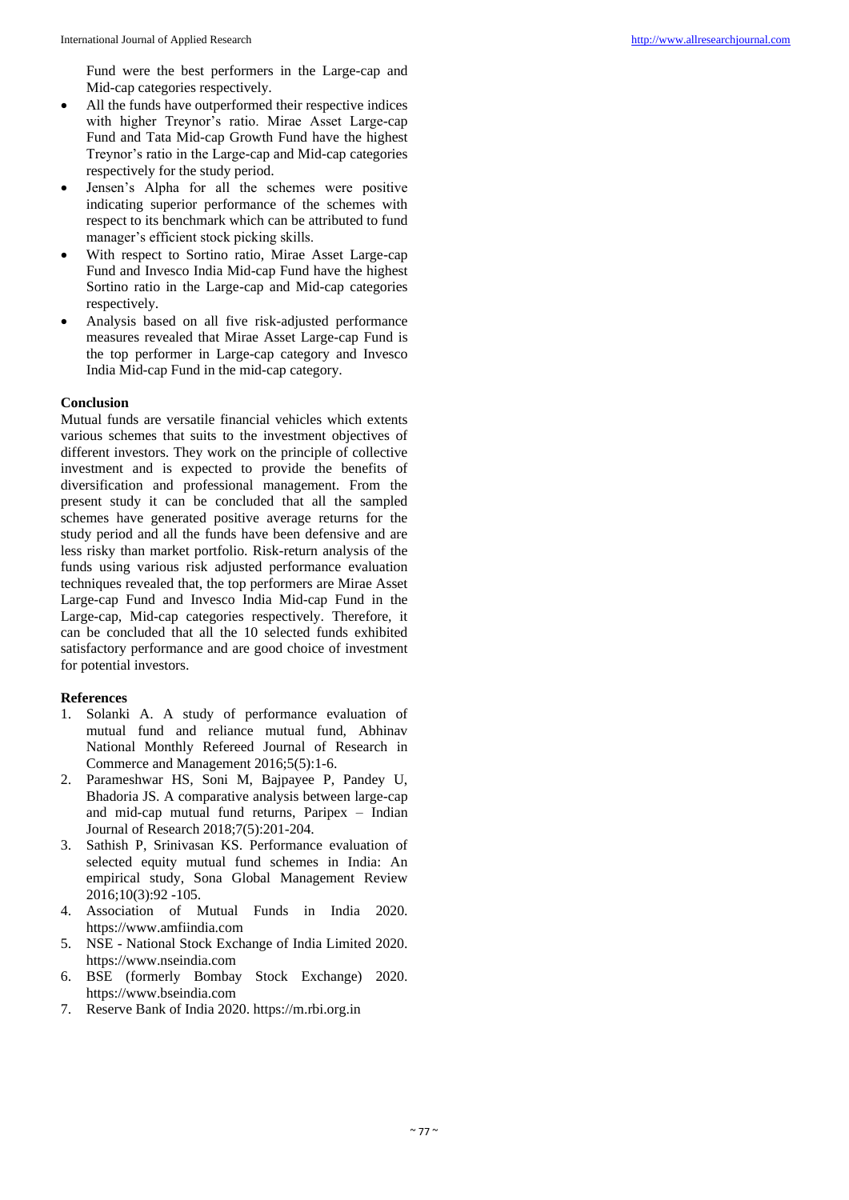Fund were the best performers in the Large-cap and Mid-cap categories respectively.

- All the funds have outperformed their respective indices with higher Treynor's ratio. Mirae Asset Large-cap Fund and Tata Mid-cap Growth Fund have the highest Treynor's ratio in the Large-cap and Mid-cap categories respectively for the study period.
- Jensen's Alpha for all the schemes were positive indicating superior performance of the schemes with respect to its benchmark which can be attributed to fund manager's efficient stock picking skills.
- With respect to Sortino ratio, Mirae Asset Large-cap Fund and Invesco India Mid-cap Fund have the highest Sortino ratio in the Large-cap and Mid-cap categories respectively.
- Analysis based on all five risk-adjusted performance measures revealed that Mirae Asset Large-cap Fund is the top performer in Large-cap category and Invesco India Mid-cap Fund in the mid-cap category.

**Conclusion**

Mutual funds are versatile financial vehicles which extents various schemes that suits to the investment objectives of different investors. They work on the principle of collective investment and is expected to provide the benefits of diversification and professional management. From the present study it can be concluded that all the sampled schemes have generated positive average returns for the study period and all the funds have been defensive and are less risky than market portfolio. Risk-return analysis of the funds using various risk adjusted performance evaluation techniques revealed that, the top performers are Mirae Asset Large-cap Fund and Invesco India Mid-cap Fund in the Large-cap, Mid-cap categories respectively. Therefore, it can be concluded that all the 10 selected funds exhibited satisfactory performance and are good choice of investment for potential investors.

**References**

1. Solanki A. A study of performance evaluation of mutual fund and reliance mutual fund, Abhinav National Monthly Refereed Journal of Research in Commerce and Management 2016;5(5):1-6.
2. Parameshwar HS, Soni M, Bajpayee P, Pandey U, Bhadoria JS. A comparative analysis between large-cap and mid-cap mutual fund returns, Paripex – Indian Journal of Research 2018;7(5):201-204.
3. Sathish P, Srinivasan KS. Performance evaluation of selected equity mutual fund schemes in India: An empirical study, Sona Global Management Review 2016;10(3):92 -105.
4. Association of Mutual Funds in India 2020. https://www.amfiindia.com
5. NSE - National Stock Exchange of India Limited 2020. https://www.nseindia.com
6. BSE (formerly Bombay Stock Exchange) 2020. https://www.bseindia.com
7. Reserve Bank of India 2020. https://m.rbi.org.in